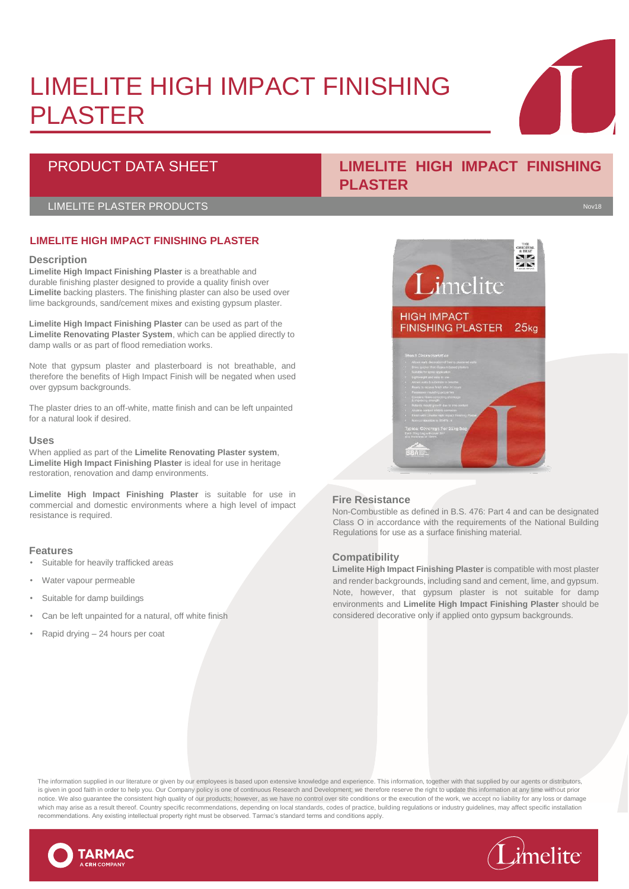# LIMELITE HIGH IMPACT FINISHING PLASTER

## PRODUCT DATA SHEET

## LIMELITE HIGH IMPACT FINISHING PLASTER

LIMELITE PLASTER PRODUCTS

Nov18

### LIMELITE HIGH IMPACT FINISHING PLASTER

#### Description

**Limelite High Impact Finishing Plaster** is a breathable and durable finishing plaster designed to provide a quality finish over **Limelite** backing plasters. The finishing plaster can also be used over lime backgrounds, sand/cement mixes and existing gypsum plaster.

**Limelite High Impact Finishing Plaster** can be used as part of the **Limelite Renovating Plaster System**, which can be applied directly to damp walls or as part of flood remediation works.

Note that gypsum plaster and plasterboard is not breathable, and therefore the benefits of High Impact Finish will be negated when used over gypsum backgrounds.

The plaster dries to an off-white, matte finish and can be left unpainted for a natural look if desired.

#### Uses

When applied as part of the **Limelite Renovating Plaster system**, **Limelite High Impact Finishing Plaster** is ideal for use in heritage restoration, renovation and damp environments.

**Limelite High Impact Finishing Plaster** is suitable for use in commercial and domestic environments where a high level of impact resistance is required.

#### Features

- Suitable for heavily trafficked areas
- Water vapour permeable
- Suitable for damp buildings
- Can be left unpainted for a natural, off white finish
- Rapid drying – 24 hours per coat

#### Fire Resistance

Non-Combustible as defined in B.S. 476: Part 4 and can be designated Class O in accordance with the requirements of the National Building Regulations for use as a surface finishing material.

#### Compatibility

**Limelite High Impact Finishing Plaster** is compatible with most plaster and render backgrounds, including sand and cement, lime, and gypsum. Note, however, that gypsum plaster is not suitable for damp environments and **Limelite High Impact Finishing Plaster** should be considered decorative only if applied onto gypsum backgrounds.

The information supplied in our literature or given by our employees is based upon extensive knowledge and experience. This information, together with that supplied by our agents or distributors, is given in good faith in order to help you. Our Company policy is one of continuous Research and Development; we therefore reserve the right to update this information at any time without prior notice. We also guarantee the consistent high quality of our products; however, as we have no control over site conditions or the execution of the work, we accept no liability for any loss or damage which may arise as a result thereof. Country specific recommendations, depending on local standards, codes of practice, building regulations or industry guidelines, may affect specific installation recommendations. Any existing intellectual property right must be observed. Tarmac's standard terms and conditions apply.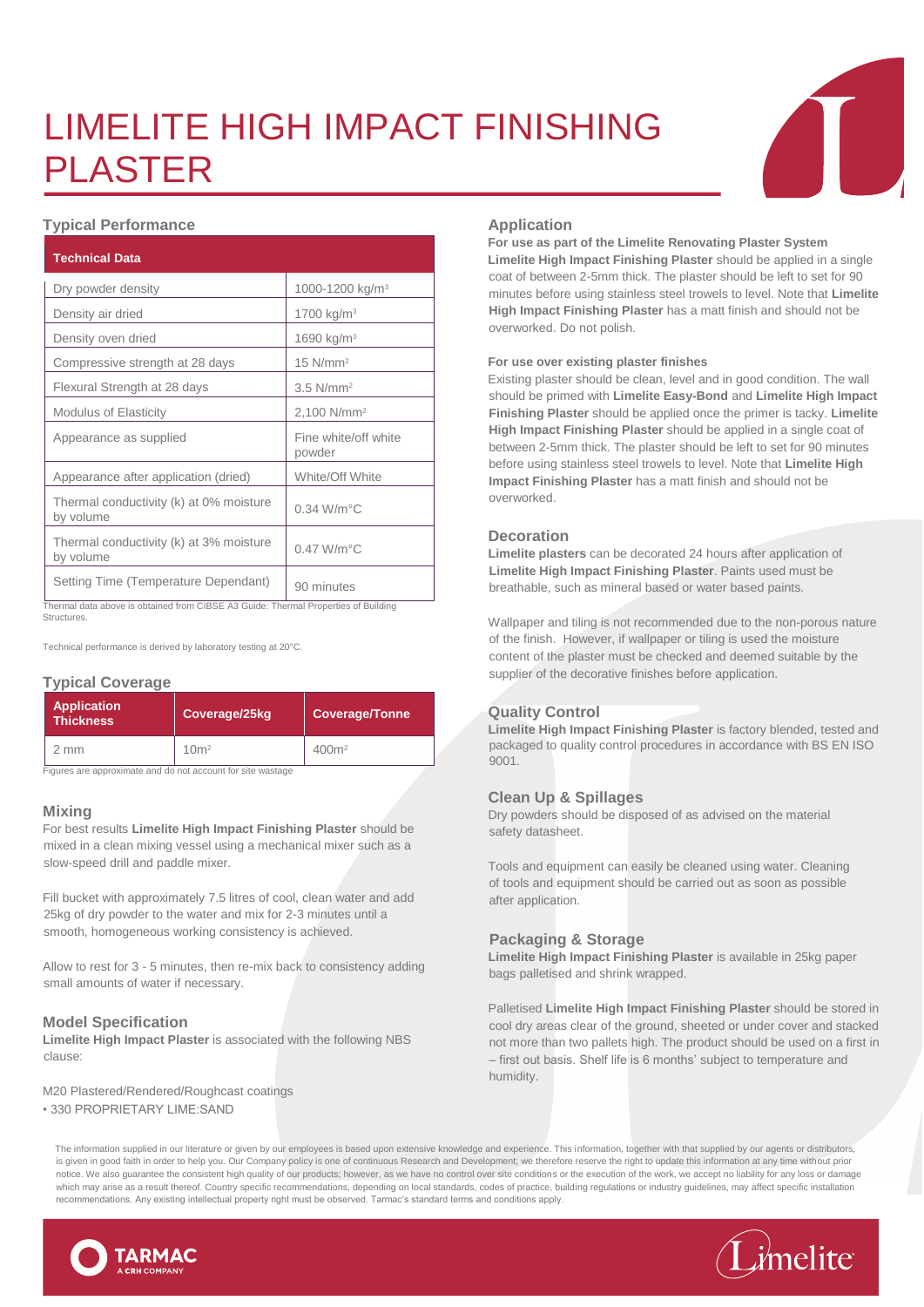# LIMELITE HIGH IMPACT FINISHING PLASTER

## Typical Performance

| Technical Data | |
|---|---|
| Dry powder density | 1000-1200 kg/m$^3$ |
| Density air dried | 1700 kg/m$^3$ |
| Density oven dried | 1690 kg/m$^3$ |
| Compressive strength at 28 days | 15 N/mm$^2$ |
| Flexural Strength at 28 days | 3.5 N/mm$^2$ |
| Modulus of Elasticity | 2,100 N/mm$^2$ |
| Appearance as supplied | Fine white/off white powder |
| Appearance after application (dried) | White/Off White |
| Thermal conductivity (k) at 0% moisture by volume | 0.34 W/m°C |
| Thermal conductivity (k) at 3% moisture by volume | 0.47 W/m°C |
| Setting Time (Temperature Dependant) | 90 minutes |

Thermal data above is obtained from CIBSE A3 Guide: Thermal Properties of Building Structures.

Technical performance is derived by laboratory testing at 20°C.

## Typical Coverage

| Application Thickness | Coverage/25kg | Coverage/Tonne |
|---|---|---|
| 2 mm | 10m$^2$ | 400m$^2$ |

Figures are approximate and do not account for site wastage

## Mixing

For best results **Limelite High Impact Finishing Plaster** should be mixed in a clean mixing vessel using a mechanical mixer such as a slow-speed drill and paddle mixer.

Fill bucket with approximately 7.5 litres of cool, clean water and add 25kg of dry powder to the water and mix for 2-3 minutes until a smooth, homogeneous working consistency is achieved.

Allow to rest for 3 - 5 minutes, then re-mix back to consistency adding small amounts of water if necessary.

## Model Specification

**Limelite High Impact Plaster** is associated with the following NBS clause:

M20 Plastered/Rendered/Roughcast coatings
• 330 PROPRIETARY LIME:SAND

## Application

**For use as part of the Limelite Renovating Plaster System**
**Limelite High Impact Finishing Plaster** should be applied in a single coat of between 2-5mm thick. The plaster should be left to set for 90 minutes before using stainless steel trowels to level. Note that **Limelite High Impact Finishing Plaster** has a matt finish and should not be overworked. Do not polish.

**For use over existing plaster finishes**
Existing plaster should be clean, level and in good condition. The wall should be primed with **Limelite Easy-Bond** and **Limelite High Impact Finishing Plaster** should be applied once the primer is tacky. **Limelite High Impact Finishing Plaster** should be applied in a single coat of between 2-5mm thick. The plaster should be left to set for 90 minutes before using stainless steel trowels to level. Note that **Limelite High Impact Finishing Plaster** has a matt finish and should not be overworked.

## Decoration

**Limelite plasters** can be decorated 24 hours after application of **Limelite High Impact Finishing Plaster**. Paints used must be breathable, such as mineral based or water based paints.

Wallpaper and tiling is not recommended due to the non-porous nature of the finish. However, if wallpaper or tiling is used the moisture content of the plaster must be checked and deemed suitable by the supplier of the decorative finishes before application.

## Quality Control

**Limelite High Impact Finishing Plaster** is factory blended, tested and packaged to quality control procedures in accordance with BS EN ISO 9001.

## Clean Up & Spillages

Dry powders should be disposed of as advised on the material safety datasheet.

Tools and equipment can easily be cleaned using water. Cleaning of tools and equipment should be carried out as soon as possible after application.

## Packaging & Storage

**Limelite High Impact Finishing Plaster** is available in 25kg paper bags palletised and shrink wrapped.

Palletised **Limelite High Impact Finishing Plaster** should be stored in cool dry areas clear of the ground, sheeted or under cover and stacked not more than two pallets high. The product should be used on a first in – first out basis. Shelf life is 6 months' subject to temperature and humidity.

The information supplied in our literature or given by our employees is based upon extensive knowledge and experience. This information, together with that supplied by our agents or distributors, is given in good faith in order to help you. Our Company policy is one of continuous Research and Development; we therefore reserve the right to update this information at any time without prior notice. We also guarantee the consistent high quality of our products; however, as we have no control over site conditions or the execution of the work, we accept no liability for any loss or damage which may arise as a result thereof. Country specific recommendations, depending on local standards, codes of practice, building regulations or industry guidelines, may affect specific installation recommendations. Any existing intellectual property right must be observed. Tarmac's standard terms and conditions apply.

TARMAC A CRH COMPANY

Limelite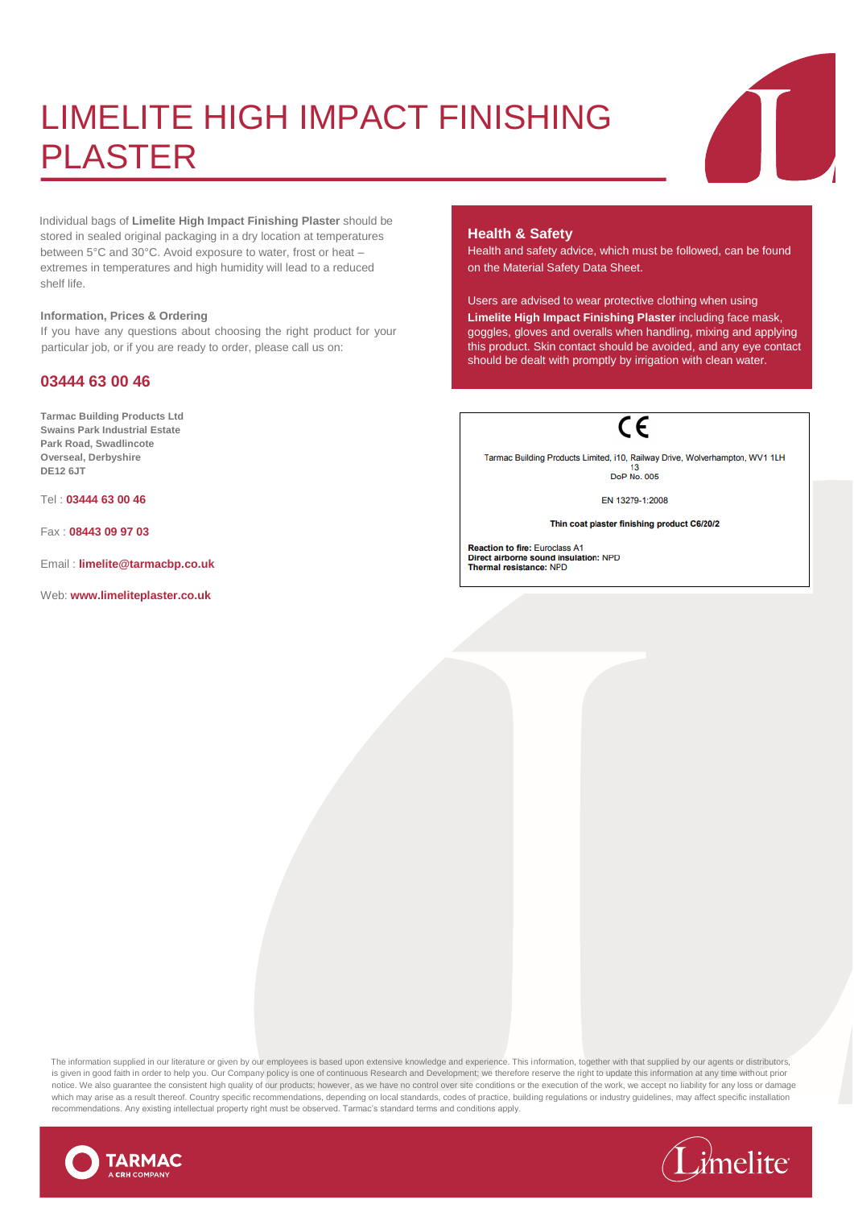# LIMELITE HIGH IMPACT FINISHING PLASTER

Individual bags of **Limelite High Impact Finishing Plaster** should be stored in sealed original packaging in a dry location at temperatures between 5°C and 30°C. Avoid exposure to water, frost or heat – extremes in temperatures and high humidity will lead to a reduced shelf life.

**Information, Prices & Ordering**

If you have any questions about choosing the right product for your particular job, or if you are ready to order, please call us on:

## 03444 63 00 46

**Tarmac Building Products Ltd**
**Swains Park Industrial Estate**
**Park Road, Swadlincote**
**Overseal, Derbyshire**
**DE12 6JT**

Tel : **03444 63 00 46**

Fax : **08443 09 97 03**

Email : **limelite@tarmacbp.co.uk**

Web: **www.limeliteplaster.co.uk**

### Health & Safety

Health and safety advice, which must be followed, can be found on the Material Safety Data Sheet.

Users are advised to wear protective clothing when using **Limelite High Impact Finishing Plaster** including face mask, goggles, gloves and overalls when handling, mixing and applying this product. Skin contact should be avoided, and any eye contact should be dealt with promptly by irrigation with clean water.

CE

Tarmac Building Products Limited, i10, Railway Drive, Wolverhampton, WV1 1LH

13

DoP No. 005

EN 13279-1:2008

**Thin coat plaster finishing product C6/20/2**

**Reaction to fire:** Euroclass A1
**Direct airborne sound insulation:** NPD
**Thermal resistance:** NPD

The information supplied in our literature or given by our employees is based upon extensive knowledge and experience. This information, together with that supplied by our agents or distributors, is given in good faith in order to help you. Our Company policy is one of continuous Research and Development; we therefore reserve the right to update this information at any time without prior notice. We also guarantee the consistent high quality of our products; however, as we have no control over site conditions or the execution of the work, we accept no liability for any loss or damage which may arise as a result thereof. Country specific recommendations, depending on local standards, codes of practice, building regulations or industry guidelines, may affect specific installation recommendations. Any existing intellectual property right must be observed. Tarmac's standard terms and conditions apply.

TARMAC
A CRH COMPANY

Limelite